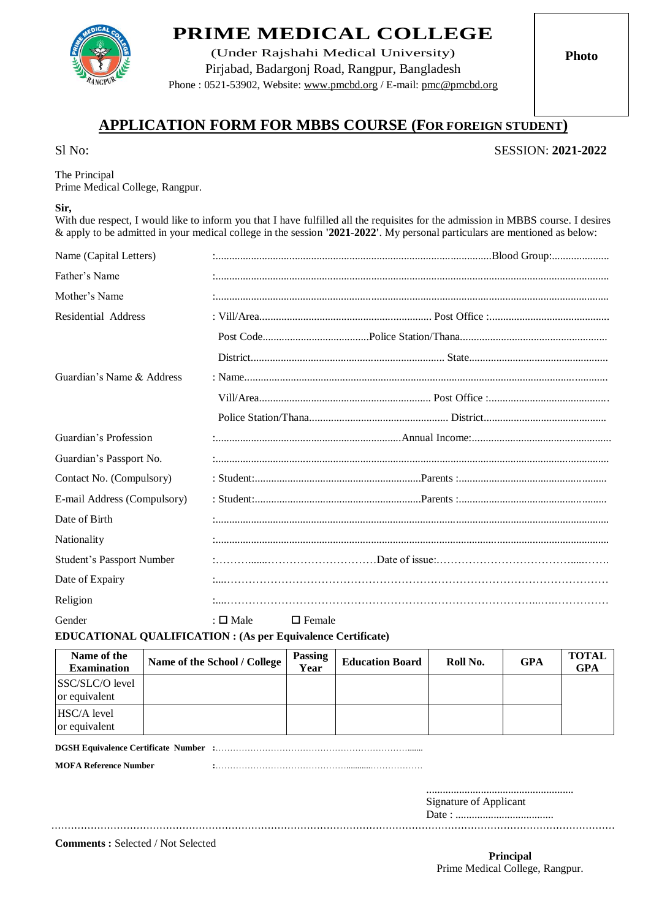# PRIME MEDICAL COLLEGE

(Under Rajshahi Medical University)

Pirjabad, Badargonj Road, Rangpur, Bangladesh

Phone : 0521-53902, Website: www.pmcbd.org / E-mail: pmc@pmcbd.org

Photo

## APPLICATION FORM FOR MBBS COURSE (FOR FOREIGN STUDENT)

Sl No:

SESSION: **2021-2022**

The Principal
Prime Medical College, Rangpur.

**Sir,**
With due respect, I would like to inform you that I have fulfilled all the requisites for the admission in MBBS course. I desires & apply to be admitted in your medical college in the session **'2021-2022'**. My personal particulars are mentioned as below:

Name (Capital Letters) :..........................................................................................Blood Group:....................

Father's Name :..................................................................................................................................

Mother's Name :..................................................................................................................................

Residential Address : Vill/Area.............................................................. Post Office :............................................

Post Code.......................................Police Station/Thana.....................................................

District....................................................................... State..................................................

Guardian's Name & Address : Name..................................................................................................................

Vill/Area.............................................................. Post Office :...........................................

Police Station/Thana.................................................. District............................................

Guardian's Profession :...................................................................Annual Income:..................................................

Guardian's Passport No. :..................................................................................................................................

Contact No. (Compulsory) : Student:............................................................Parents :......................................................

E-mail Address (Compulsory) : Student:............................................................Parents :......................................................

Date of Birth :..................................................................................................................................

Nationality :..................................................................................................................................

Student's Passport Number :……….......…………………………Date of issue:…………………………………....……..

Date of Expairy :....………………………………………………………………………………………

Religion :....…………………………………………………………………………..…..……………

Gender : ☐ Male ☐ Female

**EDUCATIONAL QUALIFICATION : (As per Equivalence Certificate)**

| Name of the Examination | Name of the School / College | Passing Year | Education Board | Roll No. | GPA | TOTAL GPA |
|---|---|---|---|---|---|---|
| SSC/SLC/O level or equivalent | | | | | | |
| HSC/A level or equivalent | | | | | | |

**DGSH Equivalence Certificate Number** :……………………………………………………………......

**MOFA Reference Number** :…………………………………………...........………………

.....................................................
Signature of Applicant
Date : ...................................

**Comments :** Selected / Not Selected

**Principal**
Prime Medical College, Rangpur.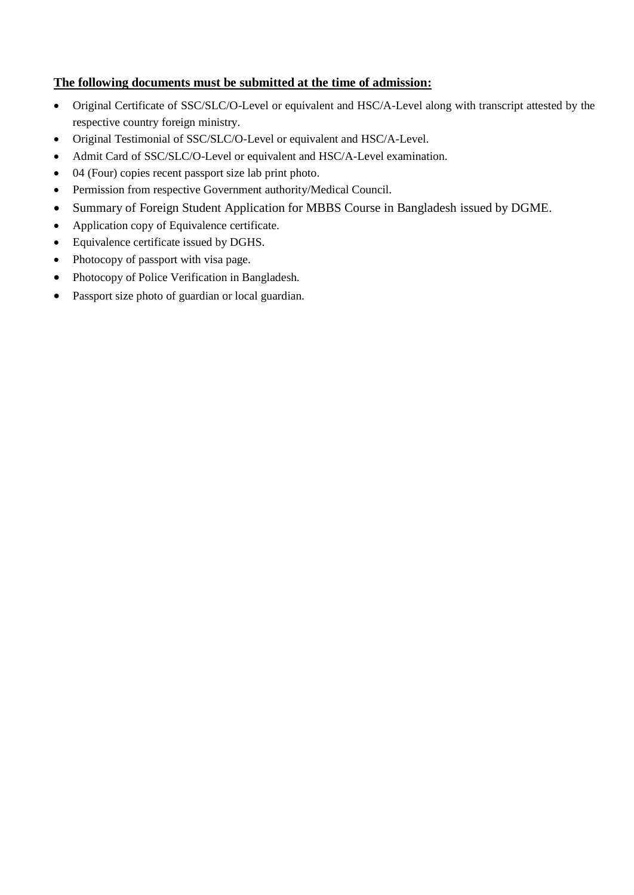**<u>The following documents must be submitted at the time of admission:</u>**

- Original Certificate of SSC/SLC/O-Level or equivalent and HSC/A-Level along with transcript attested by the respective country foreign ministry.
- Original Testimonial of SSC/SLC/O-Level or equivalent and HSC/A-Level.
- Admit Card of SSC/SLC/O-Level or equivalent and HSC/A-Level examination.
- 04 (Four) copies recent passport size lab print photo.
- Permission from respective Government authority/Medical Council.
- Summary of Foreign Student Application for MBBS Course in Bangladesh issued by DGME.
- Application copy of Equivalence certificate.
- Equivalence certificate issued by DGHS.
- Photocopy of passport with visa page.
- Photocopy of Police Verification in Bangladesh.
- Passport size photo of guardian or local guardian.